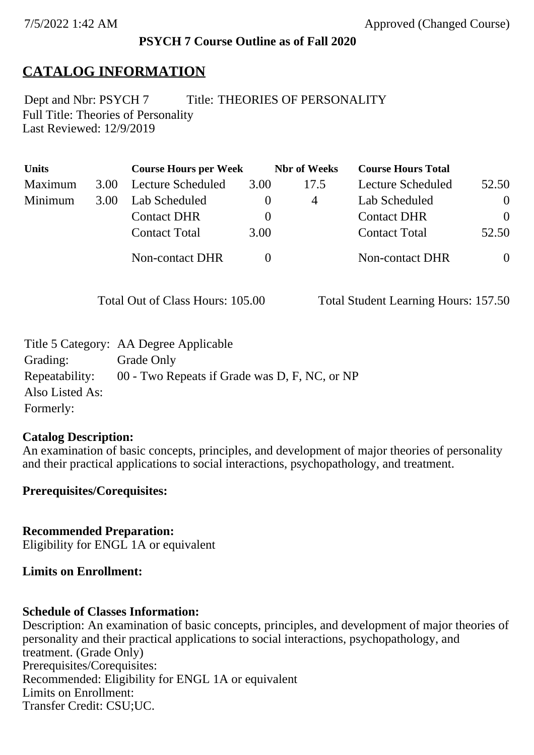**PSYCH 7 Course Outline as of Fall 2020**

# CATALOG INFORMATION

Dept and Nbr: PSYCH 7 Title: THEORIES OF PERSONALITY
Full Title: Theories of Personality
Last Reviewed: 12/9/2019

| Units | | Course Hours per Week | | Nbr of Weeks | Course Hours Total | |
|---|---|---|---|---|---|---|
| Maximum | 3.00 | Lecture Scheduled | 3.00 | 17.5 | Lecture Scheduled | 52.50 |
| Minimum | 3.00 | Lab Scheduled | 0 | 4 | Lab Scheduled | 0 |
| | | Contact DHR | 0 | | Contact DHR | 0 |
| | | Contact Total | 3.00 | | Contact Total | 52.50 |
| | | Non-contact DHR | 0 | | Non-contact DHR | 0 |

Total Out of Class Hours: 105.00 Total Student Learning Hours: 157.50

Title 5 Category: AA Degree Applicable
Grading: Grade Only
Repeatability: 00 - Two Repeats if Grade was D, F, NC, or NP
Also Listed As:
Formerly:

**Catalog Description:**
An examination of basic concepts, principles, and development of major theories of personality and their practical applications to social interactions, psychopathology, and treatment.

**Prerequisites/Corequisites:**

**Recommended Preparation:**
Eligibility for ENGL 1A or equivalent

**Limits on Enrollment:**

**Schedule of Classes Information:**
Description: An examination of basic concepts, principles, and development of major theories of personality and their practical applications to social interactions, psychopathology, and treatment. (Grade Only)
Prerequisites/Corequisites:
Recommended: Eligibility for ENGL 1A or equivalent
Limits on Enrollment:
Transfer Credit: CSU;UC.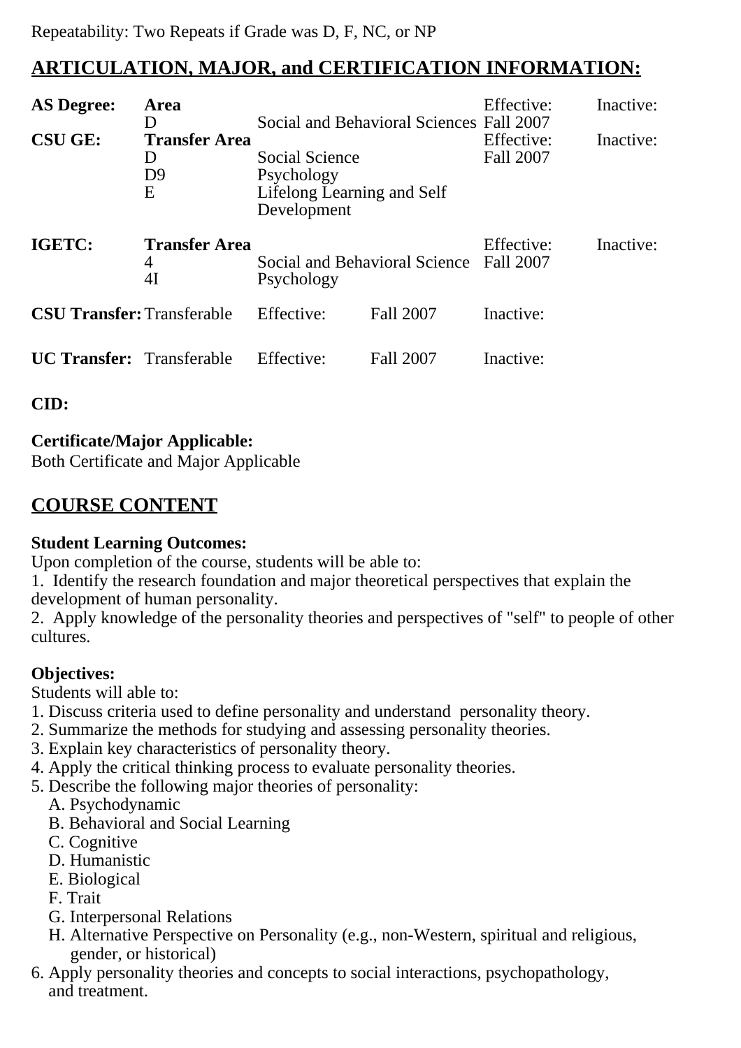Repeatability: Two Repeats if Grade was D, F, NC, or NP

## ARTICULATION, MAJOR, and CERTIFICATION INFORMATION:

| | | | | |
|---|---|---|---|---|
| **AS Degree:** | **Area** | | Effective: | Inactive: |
| | D | Social and Behavioral Sciences | Fall 2007 | |
| **CSU GE:** | **Transfer Area** | | Effective: | Inactive: |
| | D | Social Science | Fall 2007 | |
| | D9 | Psychology | | |
| | E | Lifelong Learning and Self Development | | |
| **IGETC:** | **Transfer Area** | | Effective: | Inactive: |
| | 4 | Social and Behavioral Science | Fall 2007 | |
| | 4I | Psychology | | |

| | | | | |
|---|---|---|---|---|
| **CSU Transfer:** | Transferable | Effective: | Fall 2007 | Inactive: |
| **UC Transfer:** | Transferable | Effective: | Fall 2007 | Inactive: |

**CID:**

**Certificate/Major Applicable:**
Both Certificate and Major Applicable

## COURSE CONTENT

**Student Learning Outcomes:**
Upon completion of the course, students will be able to:
1. Identify the research foundation and major theoretical perspectives that explain the development of human personality.
2. Apply knowledge of the personality theories and perspectives of "self" to people of other cultures.

**Objectives:**
Students will able to:
1. Discuss criteria used to define personality and understand personality theory.
2. Summarize the methods for studying and assessing personality theories.
3. Explain key characteristics of personality theory.
4. Apply the critical thinking process to evaluate personality theories.
5. Describe the following major theories of personality:
   A. Psychodynamic
   B. Behavioral and Social Learning
   C. Cognitive
   D. Humanistic
   E. Biological
   F. Trait
   G. Interpersonal Relations
   H. Alternative Perspective on Personality (e.g., non-Western, spiritual and religious, gender, or historical)
6. Apply personality theories and concepts to social interactions, psychopathology, and treatment.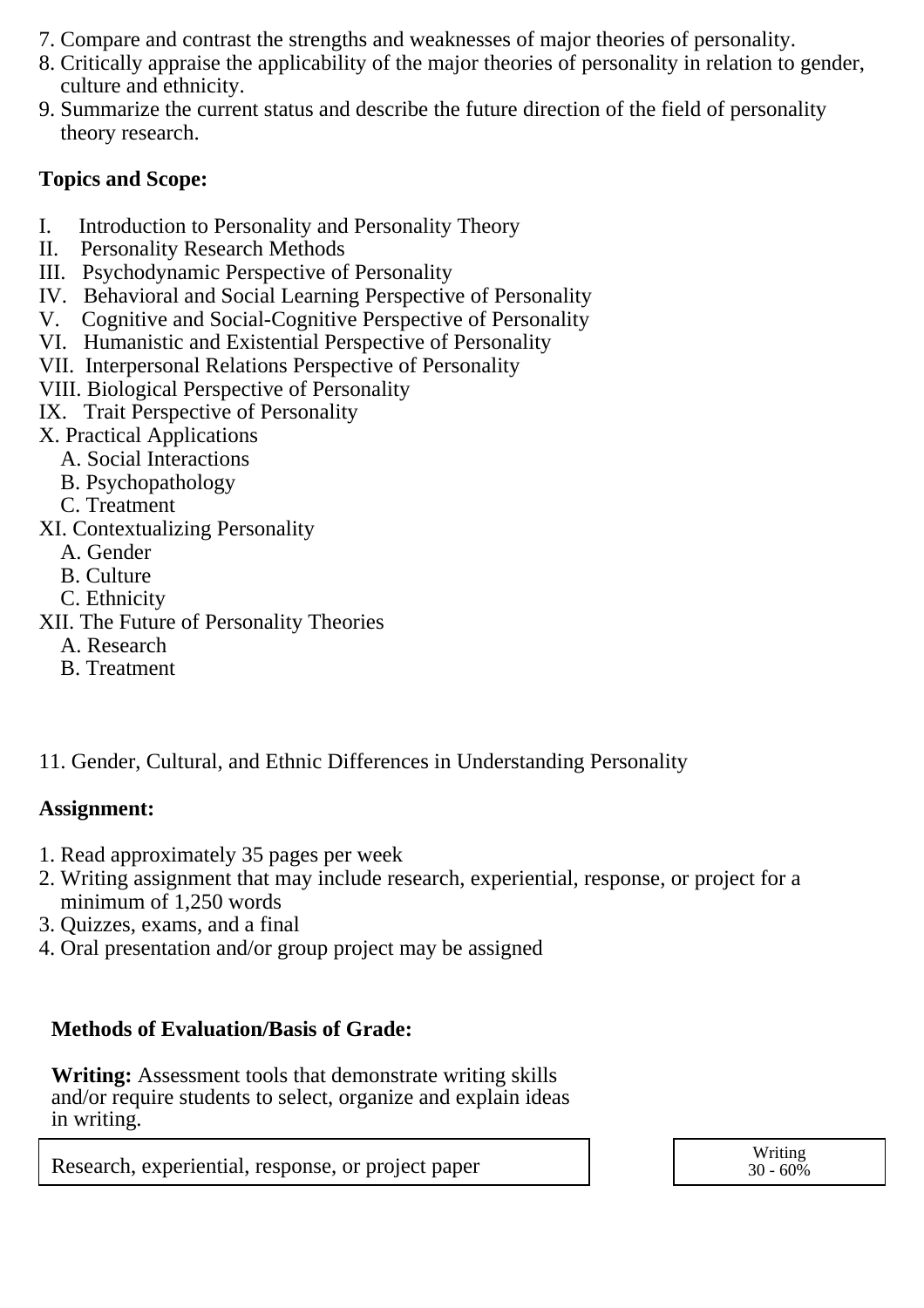7. Compare and contrast the strengths and weaknesses of major theories of personality.
8. Critically appraise the applicability of the major theories of personality in relation to gender, culture and ethnicity.
9. Summarize the current status and describe the future direction of the field of personality theory research.

**Topics and Scope:**

I. Introduction to Personality and Personality Theory
II. Personality Research Methods
III. Psychodynamic Perspective of Personality
IV. Behavioral and Social Learning Perspective of Personality
V. Cognitive and Social-Cognitive Perspective of Personality
VI. Humanistic and Existential Perspective of Personality
VII. Interpersonal Relations Perspective of Personality
VIII. Biological Perspective of Personality
IX. Trait Perspective of Personality
X. Practical Applications
 A. Social Interactions
 B. Psychopathology
 C. Treatment
XI. Contextualizing Personality
 A. Gender
 B. Culture
 C. Ethnicity
XII. The Future of Personality Theories
 A. Research
 B. Treatment

11. Gender, Cultural, and Ethnic Differences in Understanding Personality

**Assignment:**

1. Read approximately 35 pages per week
2. Writing assignment that may include research, experiential, response, or project for a minimum of 1,250 words
3. Quizzes, exams, and a final
4. Oral presentation and/or group project may be assigned

**Methods of Evaluation/Basis of Grade:**

**Writing:** Assessment tools that demonstrate writing skills and/or require students to select, organize and explain ideas in writing.

| Research, experiential, response, or project paper | Writing 30 - 60% |
|---|---|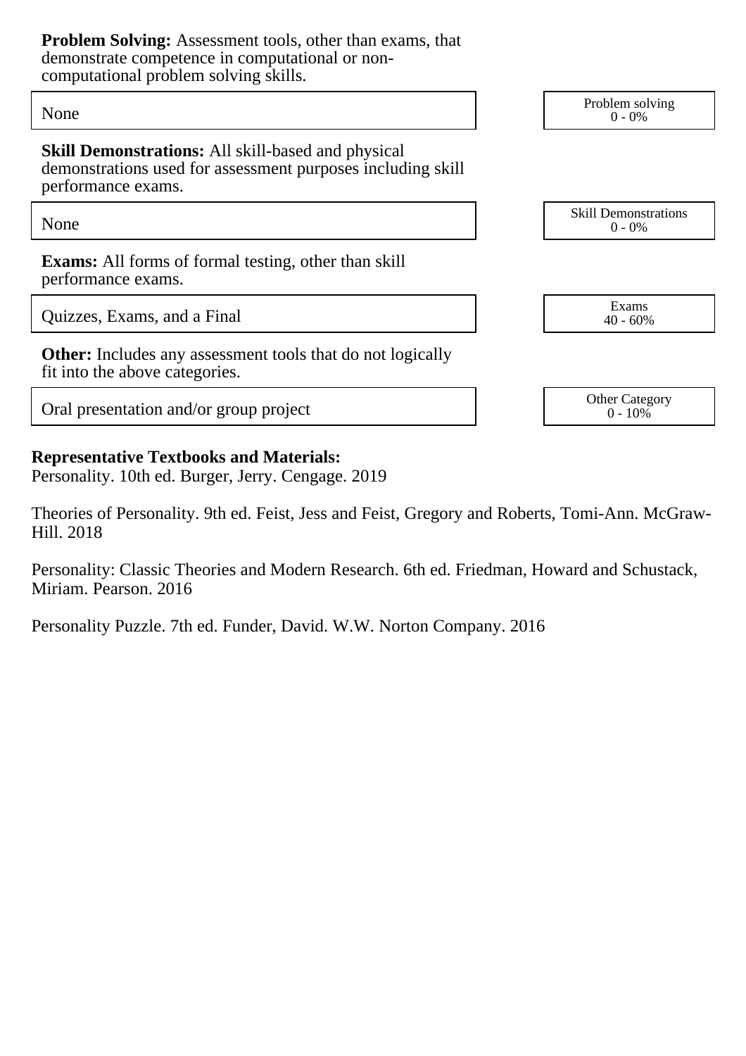**Problem Solving:** Assessment tools, other than exams, that demonstrate competence in computational or non-computational problem solving skills.

| | |
|---|---|
| None | Problem solving 0 - 0% |

**Skill Demonstrations:** All skill-based and physical demonstrations used for assessment purposes including skill performance exams.

| | |
|---|---|
| None | Skill Demonstrations 0 - 0% |

**Exams:** All forms of formal testing, other than skill performance exams.

| | |
|---|---|
| Quizzes, Exams, and a Final | Exams 40 - 60% |

**Other:** Includes any assessment tools that do not logically fit into the above categories.

| | |
|---|---|
| Oral presentation and/or group project | Other Category 0 - 10% |

**Representative Textbooks and Materials:**

Personality. 10th ed. Burger, Jerry. Cengage. 2019

Theories of Personality. 9th ed. Feist, Jess and Feist, Gregory and Roberts, Tomi-Ann. McGraw-Hill. 2018

Personality: Classic Theories and Modern Research. 6th ed. Friedman, Howard and Schustack, Miriam. Pearson. 2016

Personality Puzzle. 7th ed. Funder, David. W.W. Norton Company. 2016